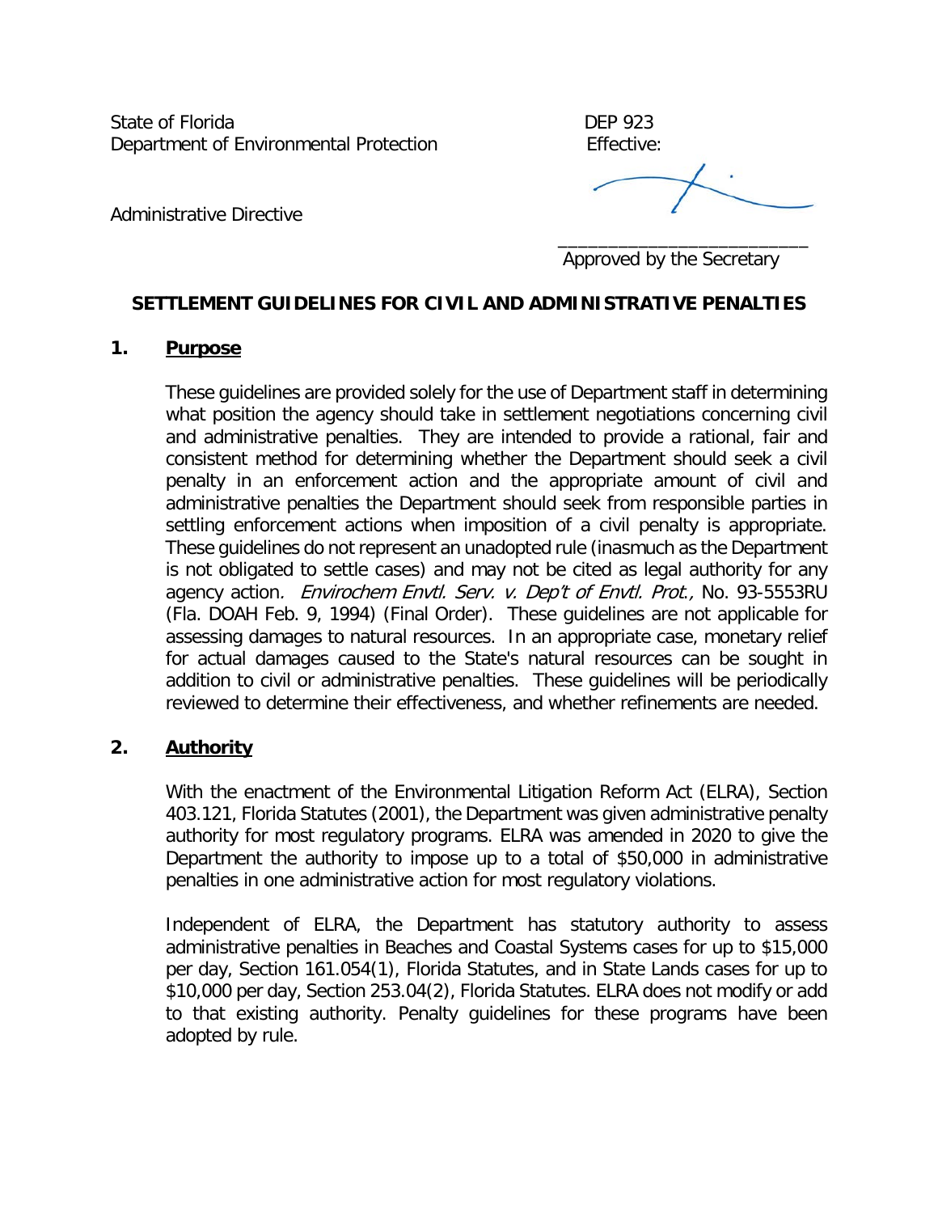State of Florida
Department of Environmental Protection

DEP 923
Effective:

Administrative Directive

________________________
Approved by the Secretary

## SETTLEMENT GUIDELINES FOR CIVIL AND ADMINISTRATIVE PENALTIES

### 1. Purpose

These guidelines are provided solely for the use of Department staff in determining what position the agency should take in settlement negotiations concerning civil and administrative penalties. They are intended to provide a rational, fair and consistent method for determining whether the Department should seek a civil penalty in an enforcement action and the appropriate amount of civil and administrative penalties the Department should seek from responsible parties in settling enforcement actions when imposition of a civil penalty is appropriate. These guidelines do not represent an unadopted rule (inasmuch as the Department is not obligated to settle cases) and may not be cited as legal authority for any agency action. *Envirochem Envtl. Serv. v. Dep't of Envtl. Prot.,* No. 93-5553RU (Fla. DOAH Feb. 9, 1994) (Final Order). These guidelines are not applicable for assessing damages to natural resources. In an appropriate case, monetary relief for actual damages caused to the State's natural resources can be sought in addition to civil or administrative penalties. These guidelines will be periodically reviewed to determine their effectiveness, and whether refinements are needed.

### 2. Authority

With the enactment of the Environmental Litigation Reform Act (ELRA), Section 403.121, Florida Statutes (2001), the Department was given administrative penalty authority for most regulatory programs. ELRA was amended in 2020 to give the Department the authority to impose up to a total of $50,000 in administrative penalties in one administrative action for most regulatory violations.

Independent of ELRA, the Department has statutory authority to assess administrative penalties in Beaches and Coastal Systems cases for up to $15,000 per day, Section 161.054(1), Florida Statutes, and in State Lands cases for up to $10,000 per day, Section 253.04(2), Florida Statutes. ELRA does not modify or add to that existing authority. Penalty guidelines for these programs have been adopted by rule.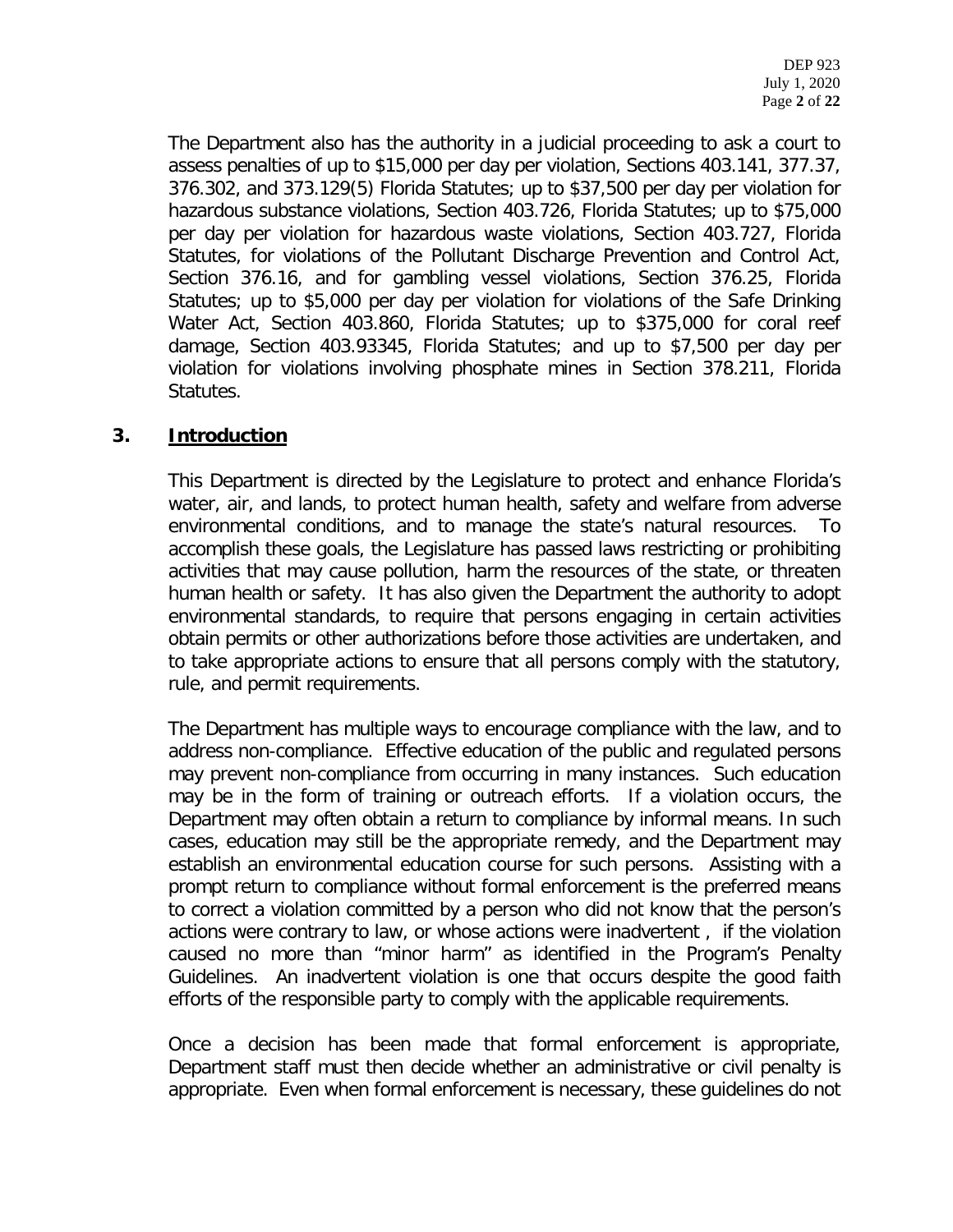The Department also has the authority in a judicial proceeding to ask a court to assess penalties of up to $15,000 per day per violation, Sections 403.141, 377.37, 376.302, and 373.129(5) Florida Statutes; up to $37,500 per day per violation for hazardous substance violations, Section 403.726, Florida Statutes; up to $75,000 per day per violation for hazardous waste violations, Section 403.727, Florida Statutes, for violations of the Pollutant Discharge Prevention and Control Act, Section 376.16, and for gambling vessel violations, Section 376.25, Florida Statutes; up to $5,000 per day per violation for violations of the Safe Drinking Water Act, Section 403.860, Florida Statutes; up to $375,000 for coral reef damage, Section 403.93345, Florida Statutes; and up to $7,500 per day per violation for violations involving phosphate mines in Section 378.211, Florida Statutes.

## 3. Introduction

This Department is directed by the Legislature to protect and enhance Florida's water, air, and lands, to protect human health, safety and welfare from adverse environmental conditions, and to manage the state's natural resources. To accomplish these goals, the Legislature has passed laws restricting or prohibiting activities that may cause pollution, harm the resources of the state, or threaten human health or safety. It has also given the Department the authority to adopt environmental standards, to require that persons engaging in certain activities obtain permits or other authorizations before those activities are undertaken, and to take appropriate actions to ensure that all persons comply with the statutory, rule, and permit requirements.

The Department has multiple ways to encourage compliance with the law, and to address non-compliance. Effective education of the public and regulated persons may prevent non-compliance from occurring in many instances. Such education may be in the form of training or outreach efforts. If a violation occurs, the Department may often obtain a return to compliance by informal means. In such cases, education may still be the appropriate remedy, and the Department may establish an environmental education course for such persons. Assisting with a prompt return to compliance without formal enforcement is the preferred means to correct a violation committed by a person who did not know that the person's actions were contrary to law, or whose actions were inadvertent , if the violation caused no more than "minor harm" as identified in the Program's Penalty Guidelines. An inadvertent violation is one that occurs despite the good faith efforts of the responsible party to comply with the applicable requirements.

Once a decision has been made that formal enforcement is appropriate, Department staff must then decide whether an administrative or civil penalty is appropriate. Even when formal enforcement is necessary, these guidelines do not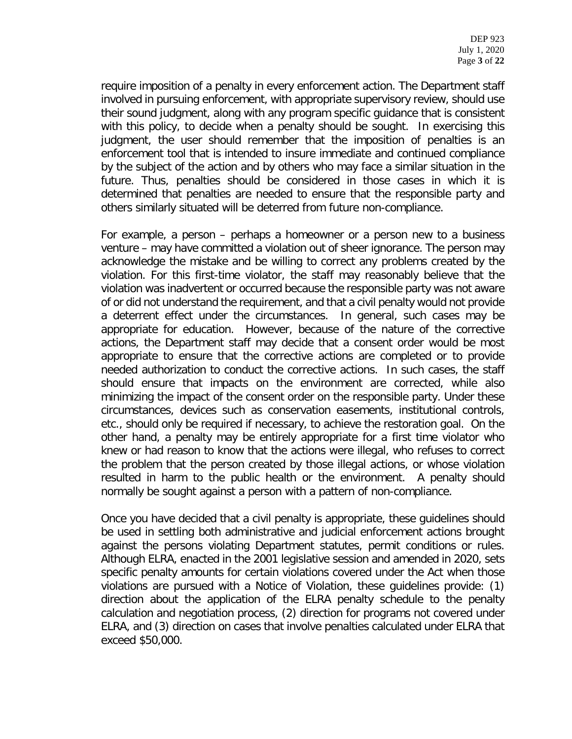require imposition of a penalty in every enforcement action. The Department staff involved in pursuing enforcement, with appropriate supervisory review, should use their sound judgment, along with any program specific guidance that is consistent with this policy, to decide when a penalty should be sought. In exercising this judgment, the user should remember that the imposition of penalties is an enforcement tool that is intended to insure immediate and continued compliance by the subject of the action and by others who may face a similar situation in the future. Thus, penalties should be considered in those cases in which it is determined that penalties are needed to ensure that the responsible party and others similarly situated will be deterred from future non-compliance.

For example, a person – perhaps a homeowner or a person new to a business venture – may have committed a violation out of sheer ignorance. The person may acknowledge the mistake and be willing to correct any problems created by the violation. For this first-time violator, the staff may reasonably believe that the violation was inadvertent or occurred because the responsible party was not aware of or did not understand the requirement, and that a civil penalty would not provide a deterrent effect under the circumstances. In general, such cases may be appropriate for education. However, because of the nature of the corrective actions, the Department staff may decide that a consent order would be most appropriate to ensure that the corrective actions are completed or to provide needed authorization to conduct the corrective actions. In such cases, the staff should ensure that impacts on the environment are corrected, while also minimizing the impact of the consent order on the responsible party. Under these circumstances, devices such as conservation easements, institutional controls, etc., should only be required if necessary, to achieve the restoration goal. On the other hand, a penalty may be entirely appropriate for a first time violator who knew or had reason to know that the actions were illegal, who refuses to correct the problem that the person created by those illegal actions, or whose violation resulted in harm to the public health or the environment. A penalty should normally be sought against a person with a pattern of non-compliance.

Once you have decided that a civil penalty is appropriate, these guidelines should be used in settling both administrative and judicial enforcement actions brought against the persons violating Department statutes, permit conditions or rules. Although ELRA, enacted in the 2001 legislative session and amended in 2020, sets specific penalty amounts for certain violations covered under the Act when those violations are pursued with a Notice of Violation, these guidelines provide: (1) direction about the application of the ELRA penalty schedule to the penalty calculation and negotiation process, (2) direction for programs not covered under ELRA, and (3) direction on cases that involve penalties calculated under ELRA that exceed $50,000.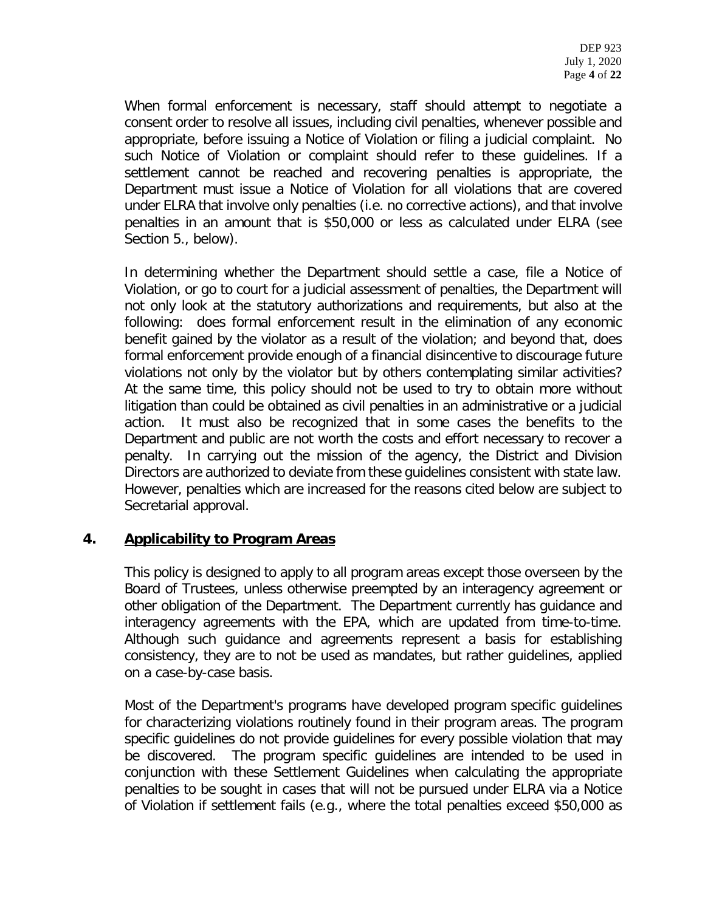When formal enforcement is necessary, staff should attempt to negotiate a consent order to resolve all issues, including civil penalties, whenever possible and appropriate, before issuing a Notice of Violation or filing a judicial complaint. No such Notice of Violation or complaint should refer to these guidelines. If a settlement cannot be reached and recovering penalties is appropriate, the Department must issue a Notice of Violation for all violations that are covered under ELRA that involve only penalties (i.e. no corrective actions), and that involve penalties in an amount that is $50,000 or less as calculated under ELRA (see Section 5., below).

In determining whether the Department should settle a case, file a Notice of Violation, or go to court for a judicial assessment of penalties, the Department will not only look at the statutory authorizations and requirements, but also at the following: does formal enforcement result in the elimination of any economic benefit gained by the violator as a result of the violation; and beyond that, does formal enforcement provide enough of a financial disincentive to discourage future violations not only by the violator but by others contemplating similar activities? At the same time, this policy should not be used to try to obtain more without litigation than could be obtained as civil penalties in an administrative or a judicial action. It must also be recognized that in some cases the benefits to the Department and public are not worth the costs and effort necessary to recover a penalty. In carrying out the mission of the agency, the District and Division Directors are authorized to deviate from these guidelines consistent with state law. However, penalties which are increased for the reasons cited below are subject to Secretarial approval.

## 4. Applicability to Program Areas

This policy is designed to apply to all program areas except those overseen by the Board of Trustees, unless otherwise preempted by an interagency agreement or other obligation of the Department. The Department currently has guidance and interagency agreements with the EPA, which are updated from time-to-time. Although such guidance and agreements represent a basis for establishing consistency, they are to not be used as mandates, but rather guidelines, applied on a case-by-case basis.

Most of the Department's programs have developed program specific guidelines for characterizing violations routinely found in their program areas. The program specific guidelines do not provide guidelines for every possible violation that may be discovered. The program specific guidelines are intended to be used in conjunction with these Settlement Guidelines when calculating the appropriate penalties to be sought in cases that will not be pursued under ELRA via a Notice of Violation if settlement fails (e.g., where the total penalties exceed $50,000 as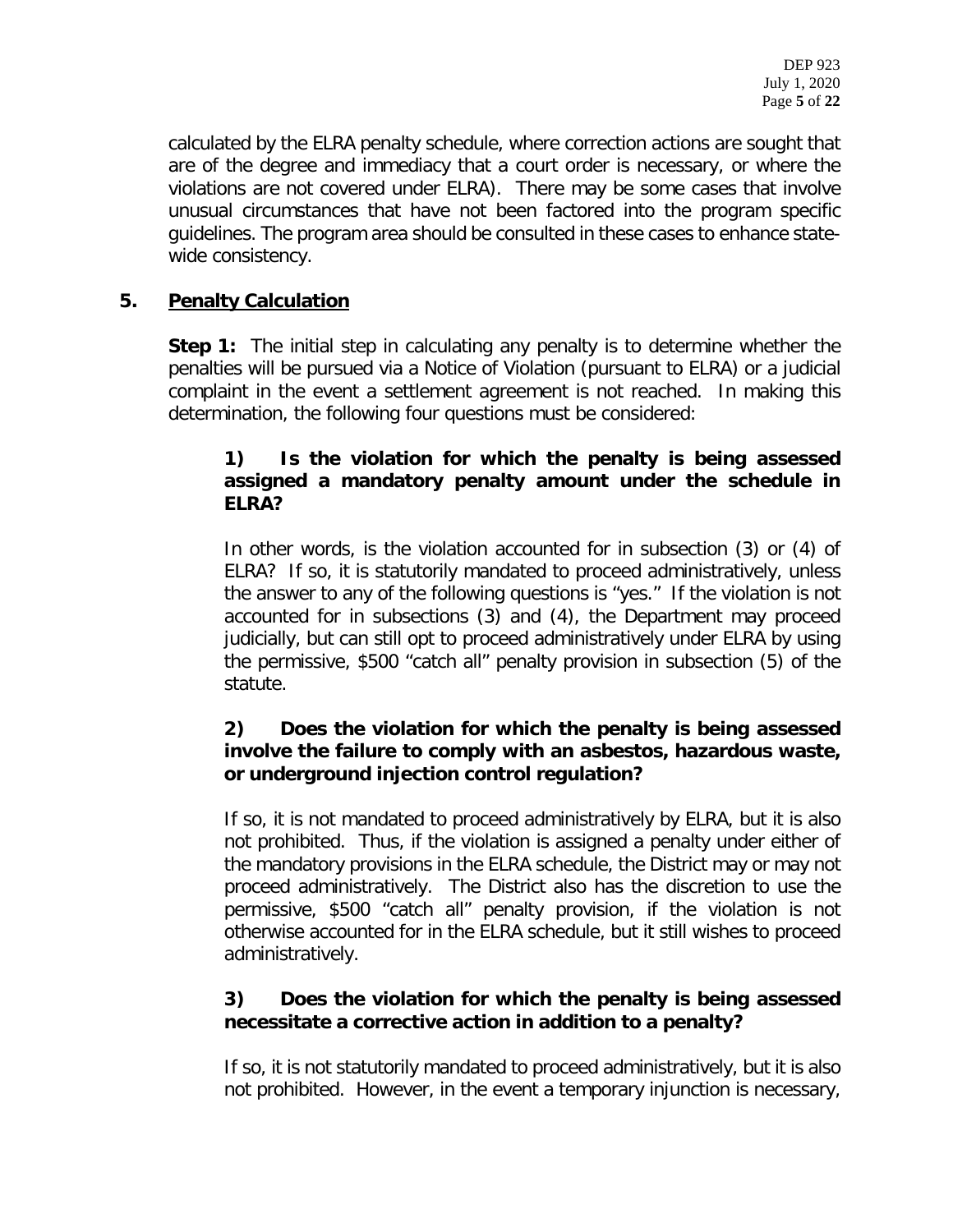calculated by the ELRA penalty schedule, where correction actions are sought that are of the degree and immediacy that a court order is necessary, or where the violations are not covered under ELRA). There may be some cases that involve unusual circumstances that have not been factored into the program specific guidelines. The program area should be consulted in these cases to enhance state-wide consistency.

## 5. Penalty Calculation

**Step 1:** The initial step in calculating any penalty is to determine whether the penalties will be pursued via a Notice of Violation (pursuant to ELRA) or a judicial complaint in the event a settlement agreement is not reached. In making this determination, the following four questions must be considered:

**1) Is the violation for which the penalty is being assessed assigned a mandatory penalty amount under the schedule in ELRA?**

In other words, is the violation accounted for in subsection (3) or (4) of ELRA? If so, it is statutorily mandated to proceed administratively, unless the answer to any of the following questions is "yes." If the violation is not accounted for in subsections (3) and (4), the Department may proceed judicially, but can still opt to proceed administratively under ELRA by using the permissive, $500 "catch all" penalty provision in subsection (5) of the statute.

**2) Does the violation for which the penalty is being assessed involve the failure to comply with an asbestos, hazardous waste, or underground injection control regulation?**

If so, it is not mandated to proceed administratively by ELRA, but it is also not prohibited. Thus, if the violation is assigned a penalty under either of the mandatory provisions in the ELRA schedule, the District may or may not proceed administratively. The District also has the discretion to use the permissive, $500 "catch all" penalty provision, if the violation is not otherwise accounted for in the ELRA schedule, but it still wishes to proceed administratively.

**3) Does the violation for which the penalty is being assessed necessitate a corrective action in addition to a penalty?**

If so, it is not statutorily mandated to proceed administratively, but it is also not prohibited. However, in the event a temporary injunction is necessary,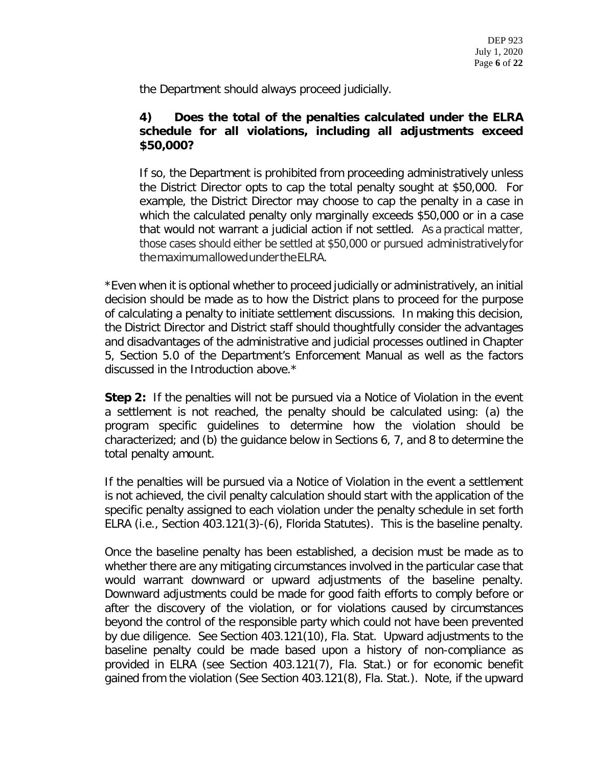the Department should always proceed judicially.

**4) Does the total of the penalties calculated under the ELRA schedule for all violations, including all adjustments exceed $50,000?**

If so, the Department is prohibited from proceeding administratively unless the District Director opts to cap the total penalty sought at $50,000. For example, the District Director may choose to cap the penalty in a case in which the calculated penalty only marginally exceeds $50,000 or in a case that would not warrant a judicial action if not settled. As a practical matter, those cases should either be settled at $50,000 or pursued administratively for the maximum allowed under the ELRA.

*Even when it is optional whether to proceed judicially or administratively, an initial decision should be made as to how the District plans to proceed for the purpose of calculating a penalty to initiate settlement discussions. In making this decision, the District Director and District staff should thoughtfully consider the advantages and disadvantages of the administrative and judicial processes outlined in Chapter 5, Section 5.0 of the Department's Enforcement Manual as well as the factors discussed in the Introduction above.*

**Step 2:** If the penalties will not be pursued via a Notice of Violation in the event a settlement is not reached, the penalty should be calculated using: (a) the program specific guidelines to determine how the violation should be characterized; and (b) the guidance below in Sections 6, 7, and 8 to determine the total penalty amount.

If the penalties will be pursued via a Notice of Violation in the event a settlement is not achieved, the civil penalty calculation should start with the application of the specific penalty assigned to each violation under the penalty schedule in set forth ELRA (i.e., Section 403.121(3)-(6), Florida Statutes). This is the baseline penalty.

Once the baseline penalty has been established, a decision must be made as to whether there are any mitigating circumstances involved in the particular case that would warrant downward or upward adjustments of the baseline penalty. Downward adjustments could be made for good faith efforts to comply before or after the discovery of the violation, or for violations caused by circumstances beyond the control of the responsible party which could not have been prevented by due diligence. See Section 403.121(10), Fla. Stat. Upward adjustments to the baseline penalty could be made based upon a history of non-compliance as provided in ELRA (see Section 403.121(7), Fla. Stat.) or for economic benefit gained from the violation (See Section 403.121(8), Fla. Stat.). Note, if the upward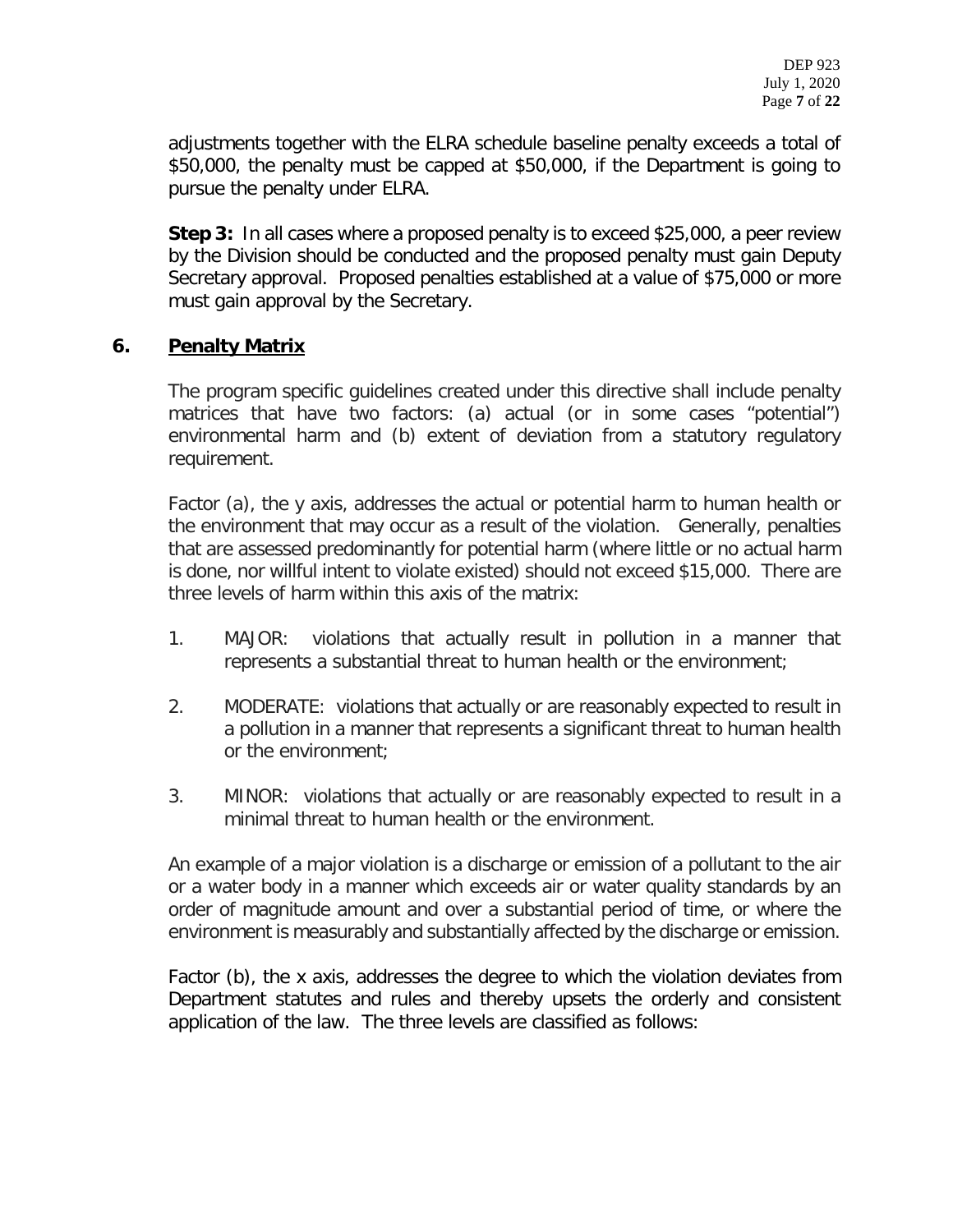adjustments together with the ELRA schedule baseline penalty exceeds a total of $50,000, the penalty must be capped at $50,000, if the Department is going to pursue the penalty under ELRA.

**Step 3:** In all cases where a proposed penalty is to exceed $25,000, a peer review by the Division should be conducted and the proposed penalty must gain Deputy Secretary approval. Proposed penalties established at a value of $75,000 or more must gain approval by the Secretary.

## 6. Penalty Matrix

The program specific guidelines created under this directive shall include penalty matrices that have two factors: (a) actual (or in some cases "potential") environmental harm and (b) extent of deviation from a statutory regulatory requirement.

Factor (a), the y axis, addresses the actual or potential harm to human health or the environment that may occur as a result of the violation. Generally, penalties that are assessed predominantly for potential harm (where little or no actual harm is done, nor willful intent to violate existed) should not exceed $15,000. There are three levels of harm within this axis of the matrix:

1. MAJOR: violations that actually result in pollution in a manner that represents a substantial threat to human health or the environment;
2. MODERATE: violations that actually or are reasonably expected to result in a pollution in a manner that represents a significant threat to human health or the environment;
3. MINOR: violations that actually or are reasonably expected to result in a minimal threat to human health or the environment.

An example of a major violation is a discharge or emission of a pollutant to the air or a water body in a manner which exceeds air or water quality standards by an order of magnitude amount and over a substantial period of time, or where the environment is measurably and substantially affected by the discharge or emission.

Factor (b), the x axis, addresses the degree to which the violation deviates from Department statutes and rules and thereby upsets the orderly and consistent application of the law. The three levels are classified as follows: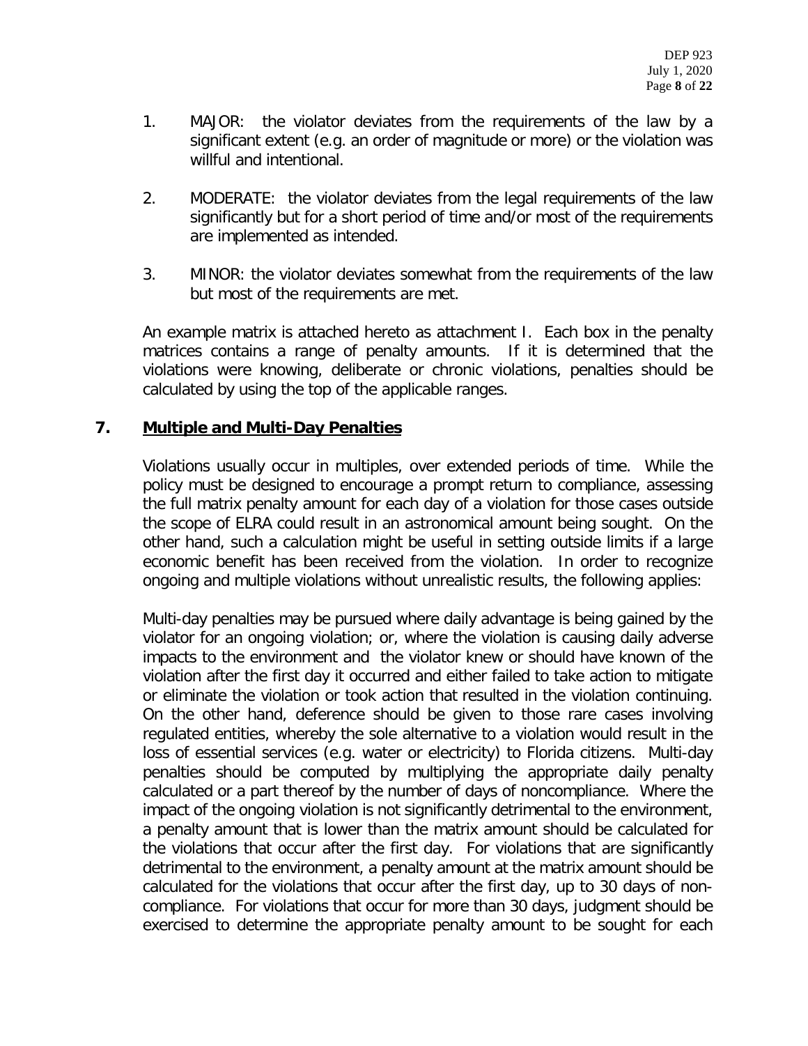1. MAJOR: the violator deviates from the requirements of the law by a significant extent (e.g. an order of magnitude or more) or the violation was willful and intentional.

2. MODERATE: the violator deviates from the legal requirements of the law significantly but for a short period of time and/or most of the requirements are implemented as intended.

3. MINOR: the violator deviates somewhat from the requirements of the law but most of the requirements are met.

An example matrix is attached hereto as attachment I. Each box in the penalty matrices contains a range of penalty amounts. If it is determined that the violations were knowing, deliberate or chronic violations, penalties should be calculated by using the top of the applicable ranges.

## 7. <u>Multiple and Multi-Day Penalties</u>

Violations usually occur in multiples, over extended periods of time. While the policy must be designed to encourage a prompt return to compliance, assessing the full matrix penalty amount for each day of a violation for those cases outside the scope of ELRA could result in an astronomical amount being sought. On the other hand, such a calculation might be useful in setting outside limits if a large economic benefit has been received from the violation. In order to recognize ongoing and multiple violations without unrealistic results, the following applies:

Multi-day penalties may be pursued where daily advantage is being gained by the violator for an ongoing violation; or, where the violation is causing daily adverse impacts to the environment and the violator knew or should have known of the violation after the first day it occurred and either failed to take action to mitigate or eliminate the violation or took action that resulted in the violation continuing. On the other hand, deference should be given to those rare cases involving regulated entities, whereby the sole alternative to a violation would result in the loss of essential services (e.g. water or electricity) to Florida citizens. Multi-day penalties should be computed by multiplying the appropriate daily penalty calculated or a part thereof by the number of days of noncompliance. Where the impact of the ongoing violation is not significantly detrimental to the environment, a penalty amount that is lower than the matrix amount should be calculated for the violations that occur after the first day. For violations that are significantly detrimental to the environment, a penalty amount at the matrix amount should be calculated for the violations that occur after the first day, up to 30 days of non-compliance. For violations that occur for more than 30 days, judgment should be exercised to determine the appropriate penalty amount to be sought for each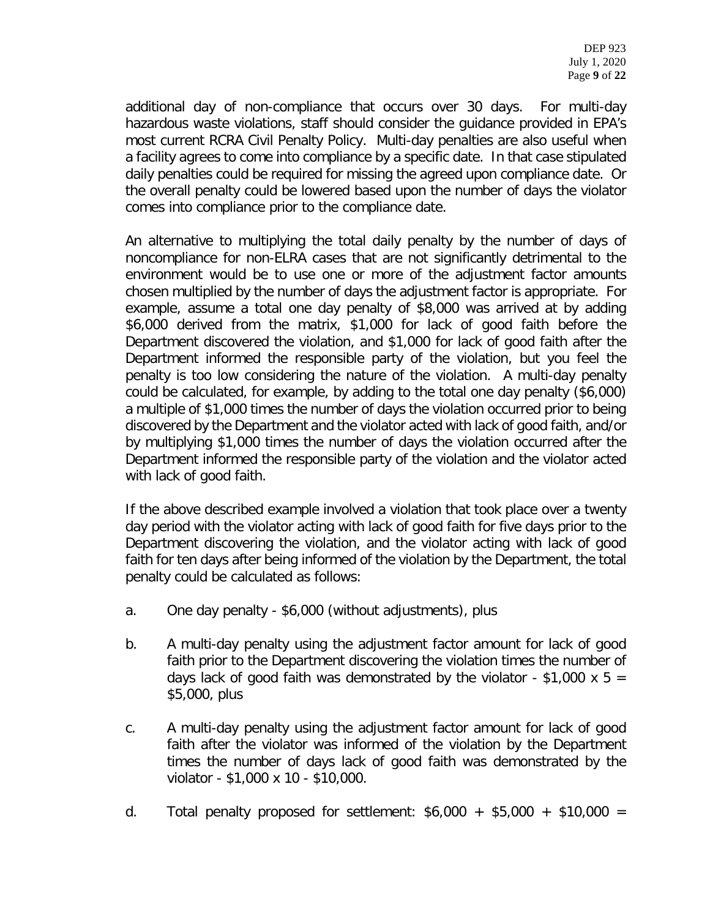additional day of non-compliance that occurs over 30 days. For multi-day hazardous waste violations, staff should consider the guidance provided in EPA's most current RCRA Civil Penalty Policy. Multi-day penalties are also useful when a facility agrees to come into compliance by a specific date. In that case stipulated daily penalties could be required for missing the agreed upon compliance date. Or the overall penalty could be lowered based upon the number of days the violator comes into compliance prior to the compliance date.

An alternative to multiplying the total daily penalty by the number of days of noncompliance for non-ELRA cases that are not significantly detrimental to the environment would be to use one or more of the adjustment factor amounts chosen multiplied by the number of days the adjustment factor is appropriate. For example, assume a total one day penalty of $8,000 was arrived at by adding $6,000 derived from the matrix, $1,000 for lack of good faith before the Department discovered the violation, and $1,000 for lack of good faith after the Department informed the responsible party of the violation, but you feel the penalty is too low considering the nature of the violation. A multi-day penalty could be calculated, for example, by adding to the total one day penalty ($6,000) a multiple of $1,000 times the number of days the violation occurred prior to being discovered by the Department and the violator acted with lack of good faith, and/or by multiplying $1,000 times the number of days the violation occurred after the Department informed the responsible party of the violation and the violator acted with lack of good faith.

If the above described example involved a violation that took place over a twenty day period with the violator acting with lack of good faith for five days prior to the Department discovering the violation, and the violator acting with lack of good faith for ten days after being informed of the violation by the Department, the total penalty could be calculated as follows:

a. One day penalty - $6,000 (without adjustments), plus

b. A multi-day penalty using the adjustment factor amount for lack of good faith prior to the Department discovering the violation times the number of days lack of good faith was demonstrated by the violator - $1,000 x 5 = $5,000, plus

c. A multi-day penalty using the adjustment factor amount for lack of good faith after the violator was informed of the violation by the Department times the number of days lack of good faith was demonstrated by the violator - $1,000 x 10 - $10,000.

d. Total penalty proposed for settlement: $6,000 + $5,000 + $10,000 =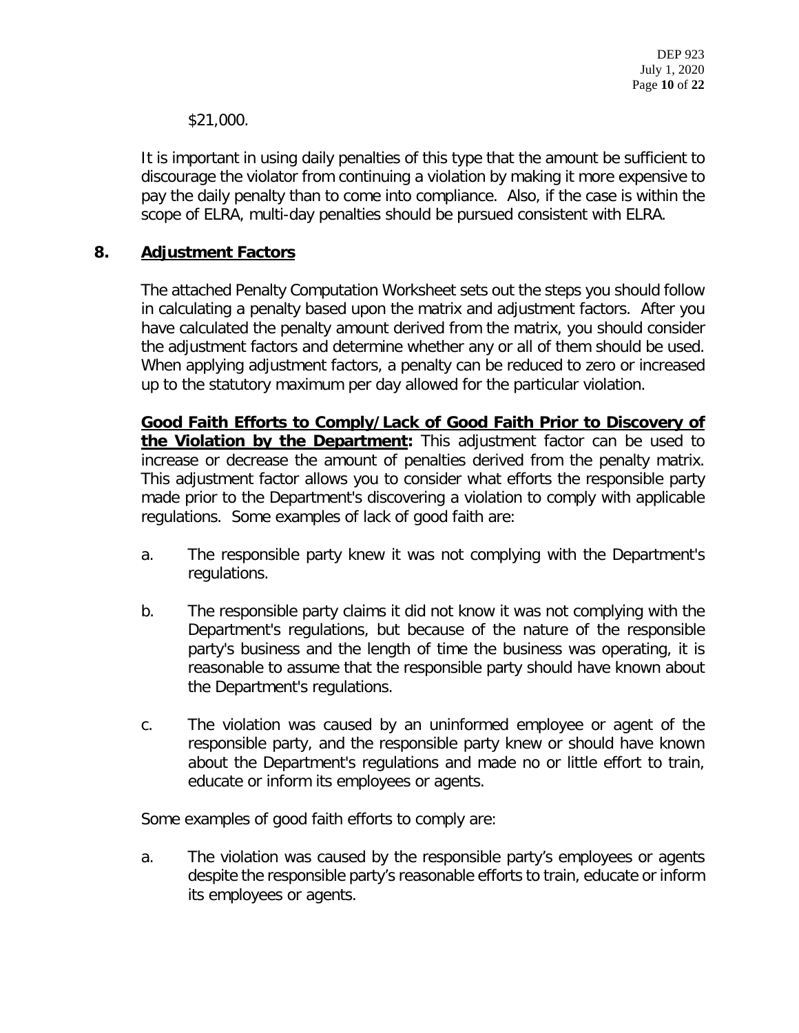$21,000.

It is important in using daily penalties of this type that the amount be sufficient to discourage the violator from continuing a violation by making it more expensive to pay the daily penalty than to come into compliance. Also, if the case is within the scope of ELRA, multi-day penalties should be pursued consistent with ELRA.

## 8. Adjustment Factors

The attached Penalty Computation Worksheet sets out the steps you should follow in calculating a penalty based upon the matrix and adjustment factors. After you have calculated the penalty amount derived from the matrix, you should consider the adjustment factors and determine whether any or all of them should be used. When applying adjustment factors, a penalty can be reduced to zero or increased up to the statutory maximum per day allowed for the particular violation.

**Good Faith Efforts to Comply/Lack of Good Faith Prior to Discovery of the Violation by the Department:** This adjustment factor can be used to increase or decrease the amount of penalties derived from the penalty matrix. This adjustment factor allows you to consider what efforts the responsible party made prior to the Department's discovering a violation to comply with applicable regulations. Some examples of lack of good faith are:

a. The responsible party knew it was not complying with the Department's regulations.

b. The responsible party claims it did not know it was not complying with the Department's regulations, but because of the nature of the responsible party's business and the length of time the business was operating, it is reasonable to assume that the responsible party should have known about the Department's regulations.

c. The violation was caused by an uninformed employee or agent of the responsible party, and the responsible party knew or should have known about the Department's regulations and made no or little effort to train, educate or inform its employees or agents.

Some examples of good faith efforts to comply are:

a. The violation was caused by the responsible party's employees or agents despite the responsible party's reasonable efforts to train, educate or inform its employees or agents.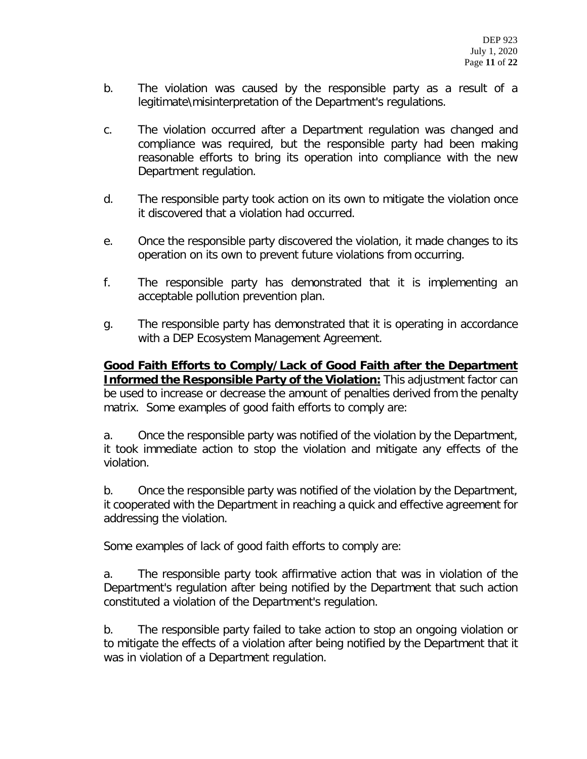b. The violation was caused by the responsible party as a result of a legitimate\misinterpretation of the Department's regulations.

c. The violation occurred after a Department regulation was changed and compliance was required, but the responsible party had been making reasonable efforts to bring its operation into compliance with the new Department regulation.

d. The responsible party took action on its own to mitigate the violation once it discovered that a violation had occurred.

e. Once the responsible party discovered the violation, it made changes to its operation on its own to prevent future violations from occurring.

f. The responsible party has demonstrated that it is implementing an acceptable pollution prevention plan.

g. The responsible party has demonstrated that it is operating in accordance with a DEP Ecosystem Management Agreement.

**Good Faith Efforts to Comply/Lack of Good Faith after the Department Informed the Responsible Party of the Violation:** This adjustment factor can be used to increase or decrease the amount of penalties derived from the penalty matrix. Some examples of good faith efforts to comply are:

a. Once the responsible party was notified of the violation by the Department, it took immediate action to stop the violation and mitigate any effects of the violation.

b. Once the responsible party was notified of the violation by the Department, it cooperated with the Department in reaching a quick and effective agreement for addressing the violation.

Some examples of lack of good faith efforts to comply are:

a. The responsible party took affirmative action that was in violation of the Department's regulation after being notified by the Department that such action constituted a violation of the Department's regulation.

b. The responsible party failed to take action to stop an ongoing violation or to mitigate the effects of a violation after being notified by the Department that it was in violation of a Department regulation.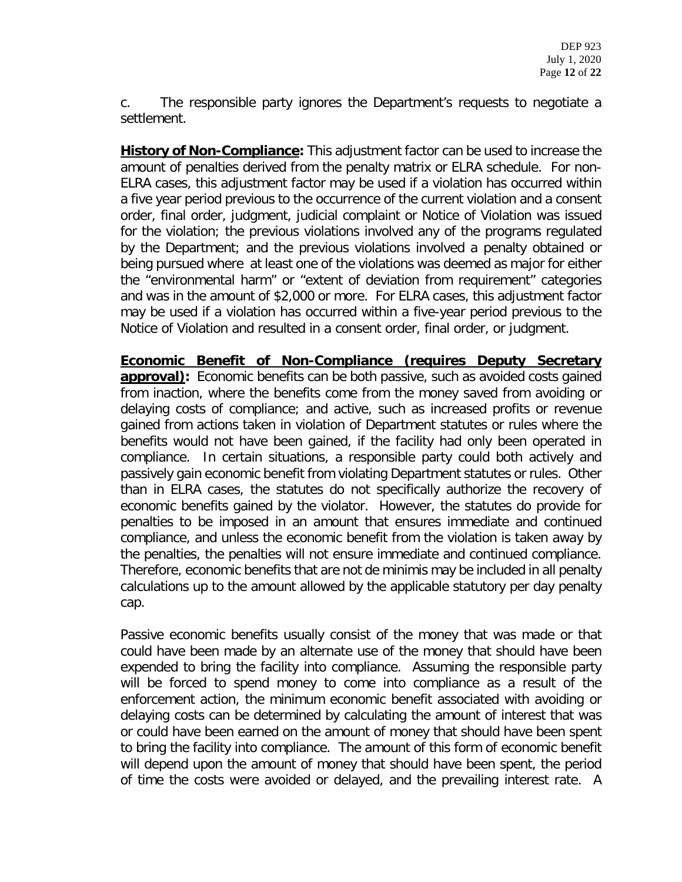c. The responsible party ignores the Department's requests to negotiate a settlement.

**History of Non-Compliance:** This adjustment factor can be used to increase the amount of penalties derived from the penalty matrix or ELRA schedule. For non-ELRA cases, this adjustment factor may be used if a violation has occurred within a five year period previous to the occurrence of the current violation and a consent order, final order, judgment, judicial complaint or Notice of Violation was issued for the violation; the previous violations involved any of the programs regulated by the Department; and the previous violations involved a penalty obtained or being pursued where at least one of the violations was deemed as major for either the "environmental harm" or "extent of deviation from requirement" categories and was in the amount of $2,000 or more. For ELRA cases, this adjustment factor may be used if a violation has occurred within a five-year period previous to the Notice of Violation and resulted in a consent order, final order, or judgment.

**Economic Benefit of Non-Compliance (requires Deputy Secretary approval):** Economic benefits can be both passive, such as avoided costs gained from inaction, where the benefits come from the money saved from avoiding or delaying costs of compliance; and active, such as increased profits or revenue gained from actions taken in violation of Department statutes or rules where the benefits would not have been gained, if the facility had only been operated in compliance. In certain situations, a responsible party could both actively and passively gain economic benefit from violating Department statutes or rules. Other than in ELRA cases, the statutes do not specifically authorize the recovery of economic benefits gained by the violator. However, the statutes do provide for penalties to be imposed in an amount that ensures immediate and continued compliance, and unless the economic benefit from the violation is taken away by the penalties, the penalties will not ensure immediate and continued compliance. Therefore, economic benefits that are not de minimis may be included in all penalty calculations up to the amount allowed by the applicable statutory per day penalty cap.

Passive economic benefits usually consist of the money that was made or that could have been made by an alternate use of the money that should have been expended to bring the facility into compliance. Assuming the responsible party will be forced to spend money to come into compliance as a result of the enforcement action, the minimum economic benefit associated with avoiding or delaying costs can be determined by calculating the amount of interest that was or could have been earned on the amount of money that should have been spent to bring the facility into compliance. The amount of this form of economic benefit will depend upon the amount of money that should have been spent, the period of time the costs were avoided or delayed, and the prevailing interest rate. A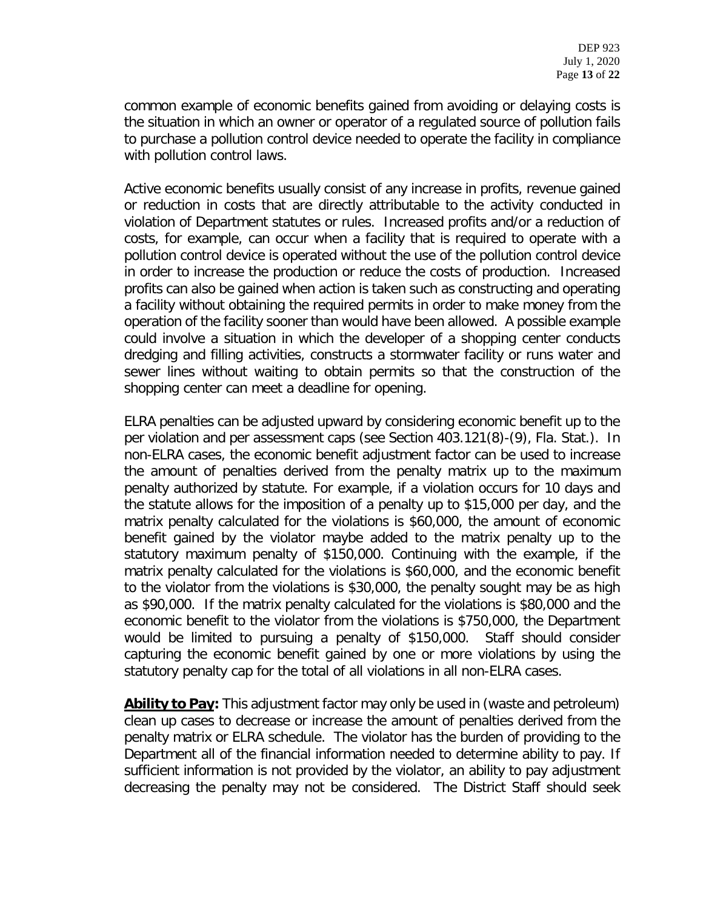common example of economic benefits gained from avoiding or delaying costs is the situation in which an owner or operator of a regulated source of pollution fails to purchase a pollution control device needed to operate the facility in compliance with pollution control laws.

Active economic benefits usually consist of any increase in profits, revenue gained or reduction in costs that are directly attributable to the activity conducted in violation of Department statutes or rules. Increased profits and/or a reduction of costs, for example, can occur when a facility that is required to operate with a pollution control device is operated without the use of the pollution control device in order to increase the production or reduce the costs of production. Increased profits can also be gained when action is taken such as constructing and operating a facility without obtaining the required permits in order to make money from the operation of the facility sooner than would have been allowed. A possible example could involve a situation in which the developer of a shopping center conducts dredging and filling activities, constructs a stormwater facility or runs water and sewer lines without waiting to obtain permits so that the construction of the shopping center can meet a deadline for opening.

ELRA penalties can be adjusted upward by considering economic benefit up to the per violation and per assessment caps (see Section 403.121(8)-(9), Fla. Stat.). In non-ELRA cases, the economic benefit adjustment factor can be used to increase the amount of penalties derived from the penalty matrix up to the maximum penalty authorized by statute. For example, if a violation occurs for 10 days and the statute allows for the imposition of a penalty up to $15,000 per day, and the matrix penalty calculated for the violations is $60,000, the amount of economic benefit gained by the violator maybe added to the matrix penalty up to the statutory maximum penalty of $150,000. Continuing with the example, if the matrix penalty calculated for the violations is $60,000, and the economic benefit to the violator from the violations is $30,000, the penalty sought may be as high as $90,000. If the matrix penalty calculated for the violations is $80,000 and the economic benefit to the violator from the violations is $750,000, the Department would be limited to pursuing a penalty of $150,000. Staff should consider capturing the economic benefit gained by one or more violations by using the statutory penalty cap for the total of all violations in all non-ELRA cases.

**Ability to Pay:** This adjustment factor may only be used in (waste and petroleum) clean up cases to decrease or increase the amount of penalties derived from the penalty matrix or ELRA schedule. The violator has the burden of providing to the Department all of the financial information needed to determine ability to pay. If sufficient information is not provided by the violator, an ability to pay adjustment decreasing the penalty may not be considered. The District Staff should seek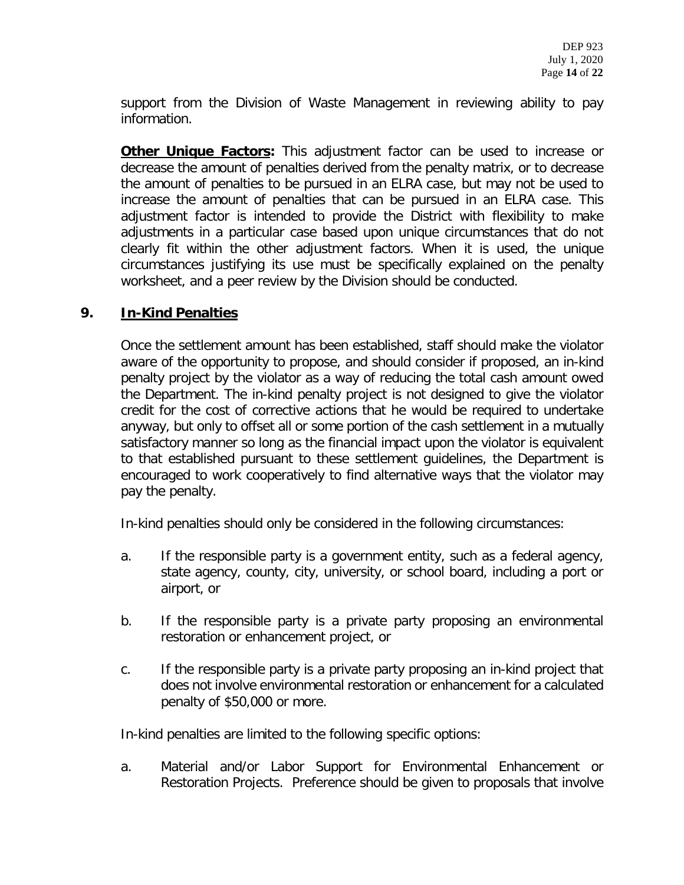support from the Division of Waste Management in reviewing ability to pay information.

**Other Unique Factors:** This adjustment factor can be used to increase or decrease the amount of penalties derived from the penalty matrix, or to decrease the amount of penalties to be pursued in an ELRA case, but may not be used to increase the amount of penalties that can be pursued in an ELRA case. This adjustment factor is intended to provide the District with flexibility to make adjustments in a particular case based upon unique circumstances that do not clearly fit within the other adjustment factors. When it is used, the unique circumstances justifying its use must be specifically explained on the penalty worksheet, and a peer review by the Division should be conducted.

## 9. In-Kind Penalties

Once the settlement amount has been established, staff should make the violator aware of the opportunity to propose, and should consider if proposed, an in-kind penalty project by the violator as a way of reducing the total cash amount owed the Department. The in-kind penalty project is not designed to give the violator credit for the cost of corrective actions that he would be required to undertake anyway, but only to offset all or some portion of the cash settlement in a mutually satisfactory manner so long as the financial impact upon the violator is equivalent to that established pursuant to these settlement guidelines, the Department is encouraged to work cooperatively to find alternative ways that the violator may pay the penalty.

In-kind penalties should only be considered in the following circumstances:

a. If the responsible party is a government entity, such as a federal agency, state agency, county, city, university, or school board, including a port or airport, or

b. If the responsible party is a private party proposing an environmental restoration or enhancement project, or

c. If the responsible party is a private party proposing an in-kind project that does not involve environmental restoration or enhancement for a calculated penalty of $50,000 or more.

In-kind penalties are limited to the following specific options:

a. Material and/or Labor Support for Environmental Enhancement or Restoration Projects. Preference should be given to proposals that involve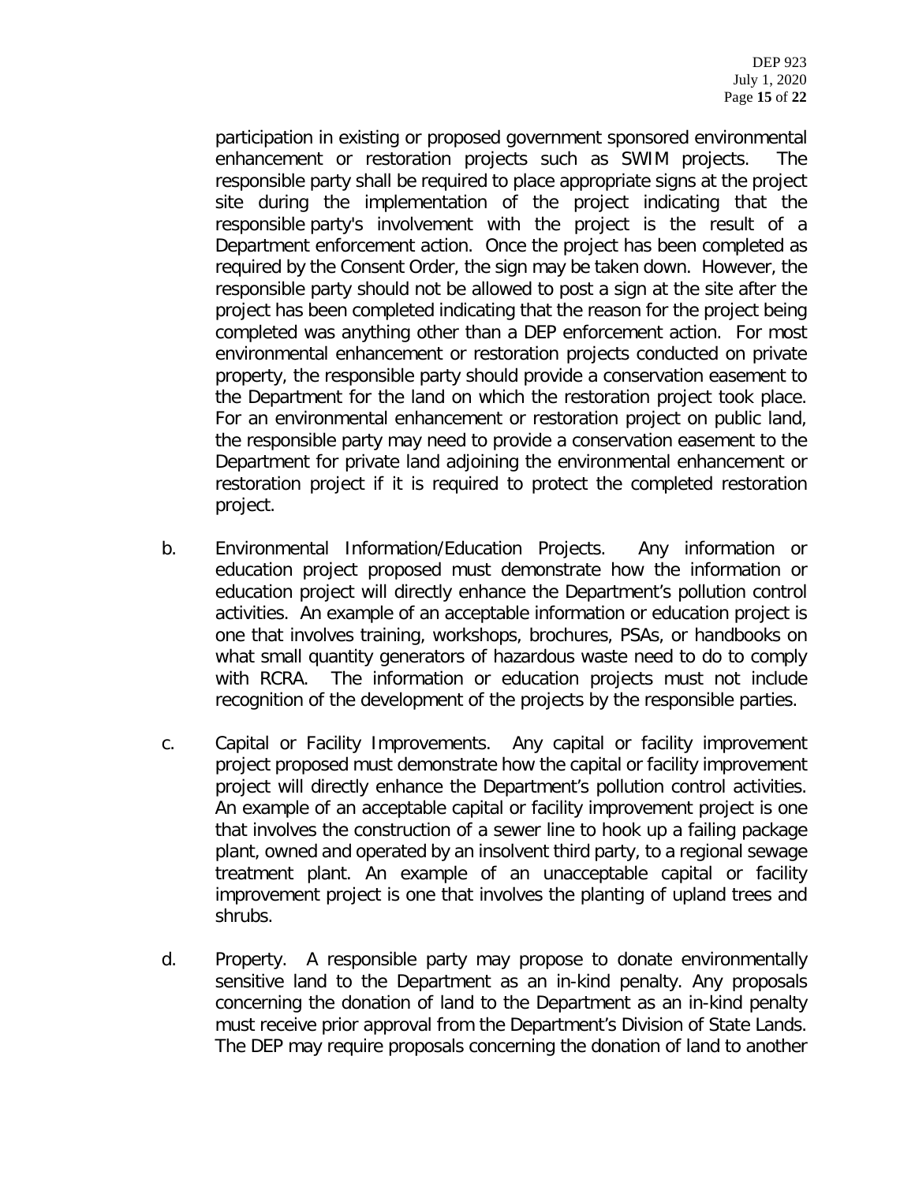participation in existing or proposed government sponsored environmental enhancement or restoration projects such as SWIM projects. The responsible party shall be required to place appropriate signs at the project site during the implementation of the project indicating that the responsible party's involvement with the project is the result of a Department enforcement action. Once the project has been completed as required by the Consent Order, the sign may be taken down. However, the responsible party should not be allowed to post a sign at the site after the project has been completed indicating that the reason for the project being completed was anything other than a DEP enforcement action. For most environmental enhancement or restoration projects conducted on private property, the responsible party should provide a conservation easement to the Department for the land on which the restoration project took place. For an environmental enhancement or restoration project on public land, the responsible party may need to provide a conservation easement to the Department for private land adjoining the environmental enhancement or restoration project if it is required to protect the completed restoration project.

b. Environmental Information/Education Projects. Any information or education project proposed must demonstrate how the information or education project will directly enhance the Department's pollution control activities. An example of an acceptable information or education project is one that involves training, workshops, brochures, PSAs, or handbooks on what small quantity generators of hazardous waste need to do to comply with RCRA. The information or education projects must not include recognition of the development of the projects by the responsible parties.

c. Capital or Facility Improvements. Any capital or facility improvement project proposed must demonstrate how the capital or facility improvement project will directly enhance the Department's pollution control activities. An example of an acceptable capital or facility improvement project is one that involves the construction of a sewer line to hook up a failing package plant, owned and operated by an insolvent third party, to a regional sewage treatment plant. An example of an unacceptable capital or facility improvement project is one that involves the planting of upland trees and shrubs.

d. Property. A responsible party may propose to donate environmentally sensitive land to the Department as an in-kind penalty. Any proposals concerning the donation of land to the Department as an in-kind penalty must receive prior approval from the Department's Division of State Lands. The DEP may require proposals concerning the donation of land to another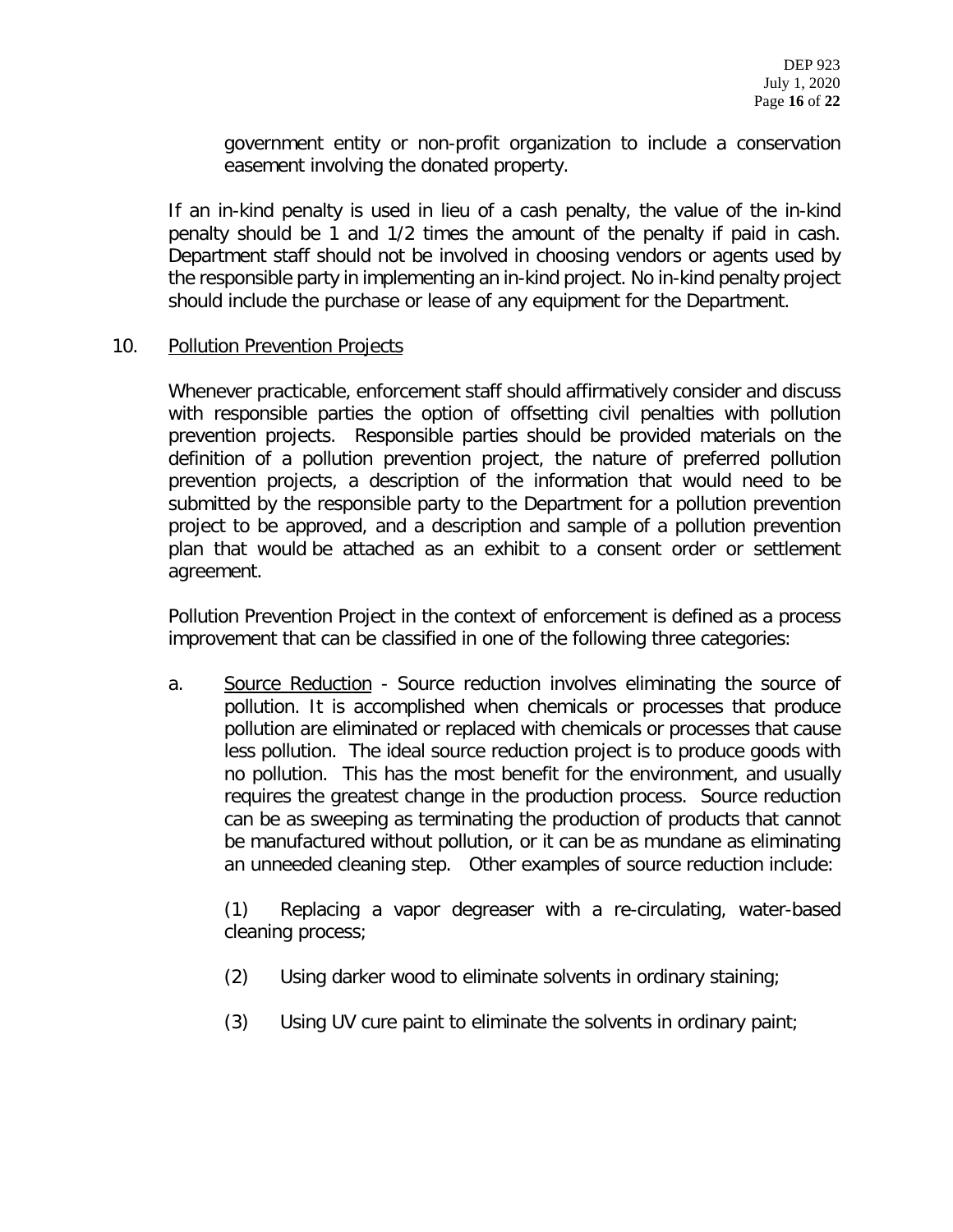government entity or non-profit organization to include a conservation easement involving the donated property.

If an in-kind penalty is used in lieu of a cash penalty, the value of the in-kind penalty should be 1 and 1/2 times the amount of the penalty if paid in cash. Department staff should not be involved in choosing vendors or agents used by the responsible party in implementing an in-kind project. No in-kind penalty project should include the purchase or lease of any equipment for the Department.

10. Pollution Prevention Projects

Whenever practicable, enforcement staff should affirmatively consider and discuss with responsible parties the option of offsetting civil penalties with pollution prevention projects. Responsible parties should be provided materials on the definition of a pollution prevention project, the nature of preferred pollution prevention projects, a description of the information that would need to be submitted by the responsible party to the Department for a pollution prevention project to be approved, and a description and sample of a pollution prevention plan that would be attached as an exhibit to a consent order or settlement agreement.

Pollution Prevention Project in the context of enforcement is defined as a process improvement that can be classified in one of the following three categories:

a. Source Reduction - Source reduction involves eliminating the source of pollution. It is accomplished when chemicals or processes that produce pollution are eliminated or replaced with chemicals or processes that cause less pollution. The ideal source reduction project is to produce goods with no pollution. This has the most benefit for the environment, and usually requires the greatest change in the production process. Source reduction can be as sweeping as terminating the production of products that cannot be manufactured without pollution, or it can be as mundane as eliminating an unneeded cleaning step. Other examples of source reduction include:

(1) Replacing a vapor degreaser with a re-circulating, water-based cleaning process;

(2) Using darker wood to eliminate solvents in ordinary staining;

(3) Using UV cure paint to eliminate the solvents in ordinary paint;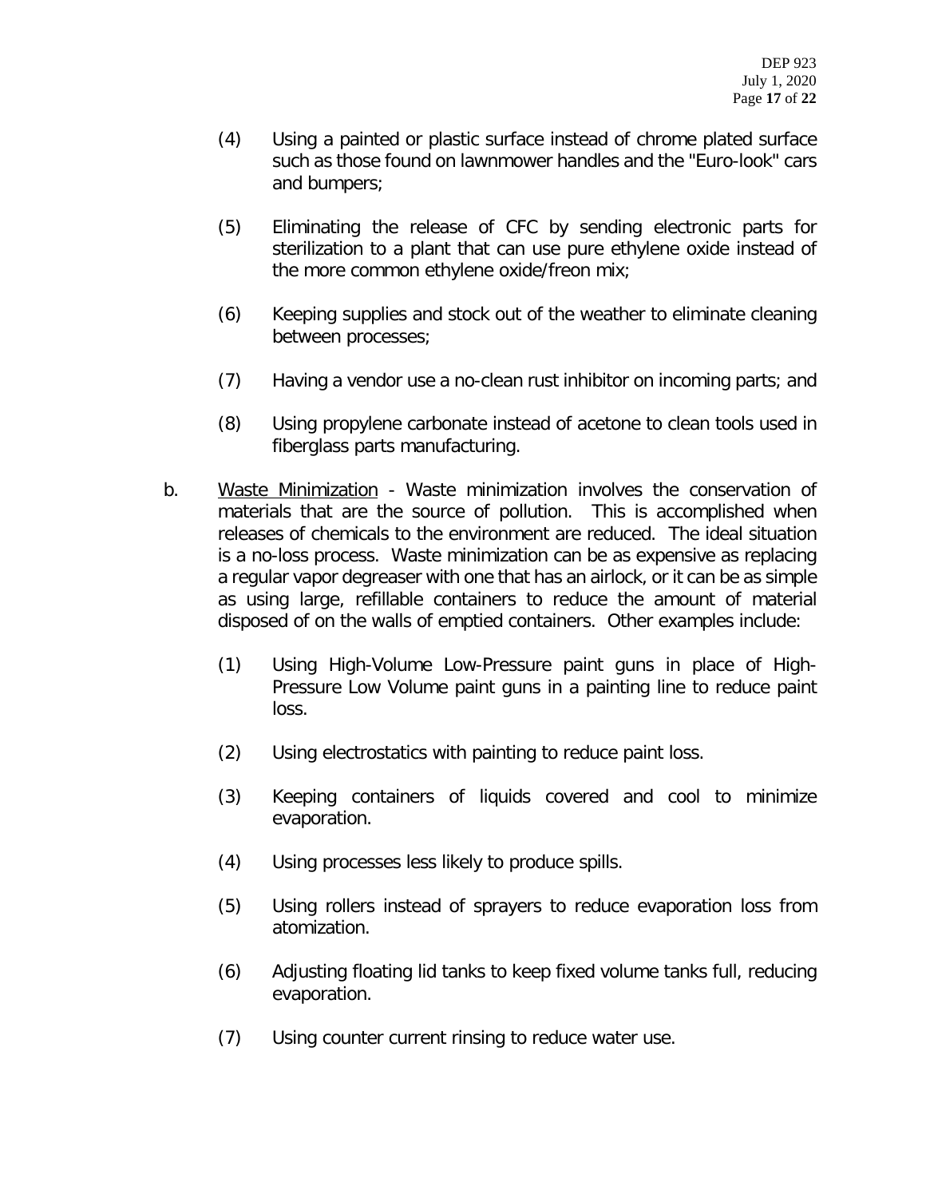(4) Using a painted or plastic surface instead of chrome plated surface such as those found on lawnmower handles and the "Euro-look" cars and bumpers;

(5) Eliminating the release of CFC by sending electronic parts for sterilization to a plant that can use pure ethylene oxide instead of the more common ethylene oxide/freon mix;

(6) Keeping supplies and stock out of the weather to eliminate cleaning between processes;

(7) Having a vendor use a no-clean rust inhibitor on incoming parts; and

(8) Using propylene carbonate instead of acetone to clean tools used in fiberglass parts manufacturing.

b. <u>Waste Minimization</u> - Waste minimization involves the conservation of materials that are the source of pollution. This is accomplished when releases of chemicals to the environment are reduced. The ideal situation is a no-loss process. Waste minimization can be as expensive as replacing a regular vapor degreaser with one that has an airlock, or it can be as simple as using large, refillable containers to reduce the amount of material disposed of on the walls of emptied containers. Other examples include:

(1) Using High-Volume Low-Pressure paint guns in place of High-Pressure Low Volume paint guns in a painting line to reduce paint loss.

(2) Using electrostatics with painting to reduce paint loss.

(3) Keeping containers of liquids covered and cool to minimize evaporation.

(4) Using processes less likely to produce spills.

(5) Using rollers instead of sprayers to reduce evaporation loss from atomization.

(6) Adjusting floating lid tanks to keep fixed volume tanks full, reducing evaporation.

(7) Using counter current rinsing to reduce water use.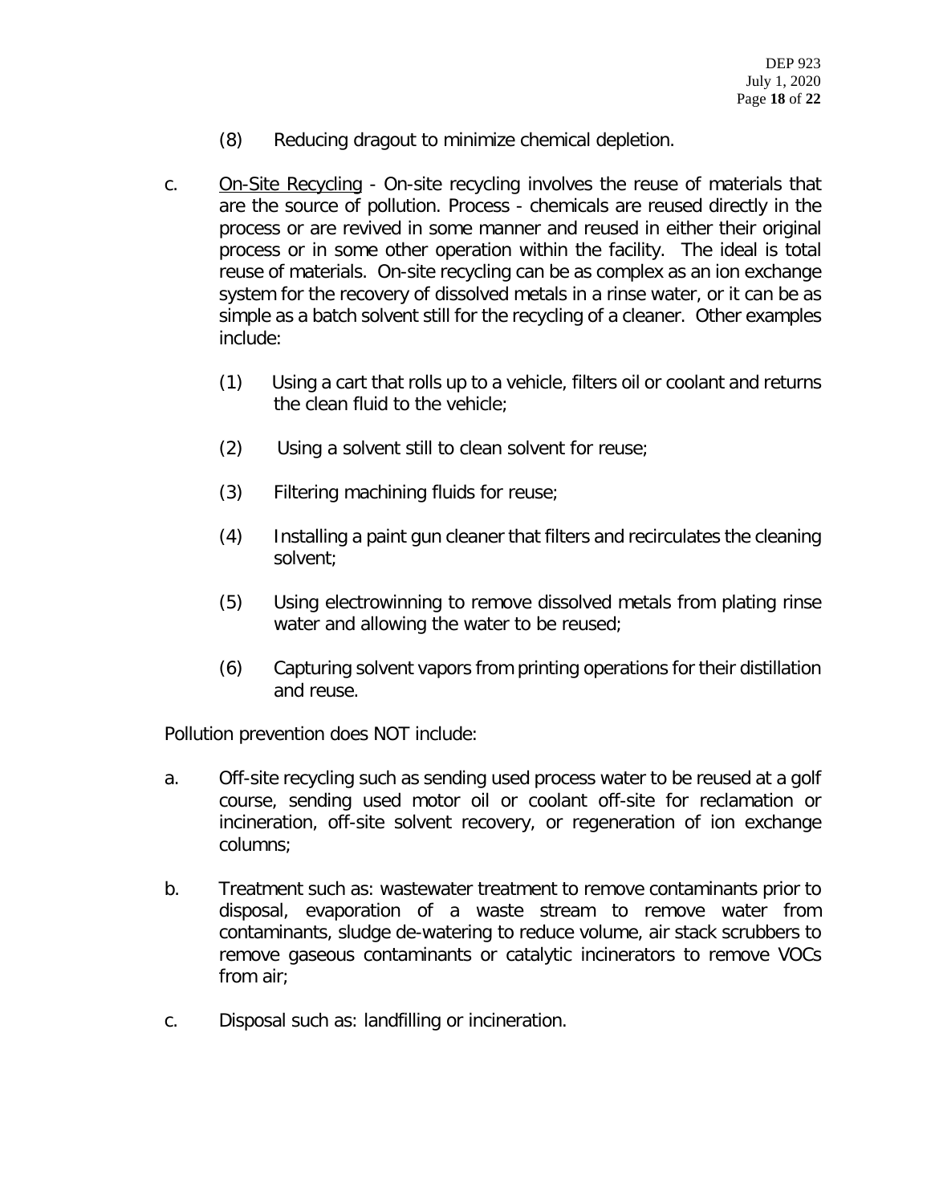(8) Reducing dragout to minimize chemical depletion.

c. <u>On-Site Recycling</u> - On-site recycling involves the reuse of materials that are the source of pollution. Process - chemicals are reused directly in the process or are revived in some manner and reused in either their original process or in some other operation within the facility. The ideal is total reuse of materials. On-site recycling can be as complex as an ion exchange system for the recovery of dissolved metals in a rinse water, or it can be as simple as a batch solvent still for the recycling of a cleaner. Other examples include:

   (1) Using a cart that rolls up to a vehicle, filters oil or coolant and returns the clean fluid to the vehicle;

   (2) Using a solvent still to clean solvent for reuse;

   (3) Filtering machining fluids for reuse;

   (4) Installing a paint gun cleaner that filters and recirculates the cleaning solvent;

   (5) Using electrowinning to remove dissolved metals from plating rinse water and allowing the water to be reused;

   (6) Capturing solvent vapors from printing operations for their distillation and reuse.

Pollution prevention does NOT include:

a. Off-site recycling such as sending used process water to be reused at a golf course, sending used motor oil or coolant off-site for reclamation or incineration, off-site solvent recovery, or regeneration of ion exchange columns;

b. Treatment such as: wastewater treatment to remove contaminants prior to disposal, evaporation of a waste stream to remove water from contaminants, sludge de-watering to reduce volume, air stack scrubbers to remove gaseous contaminants or catalytic incinerators to remove VOCs from air;

c. Disposal such as: landfilling or incineration.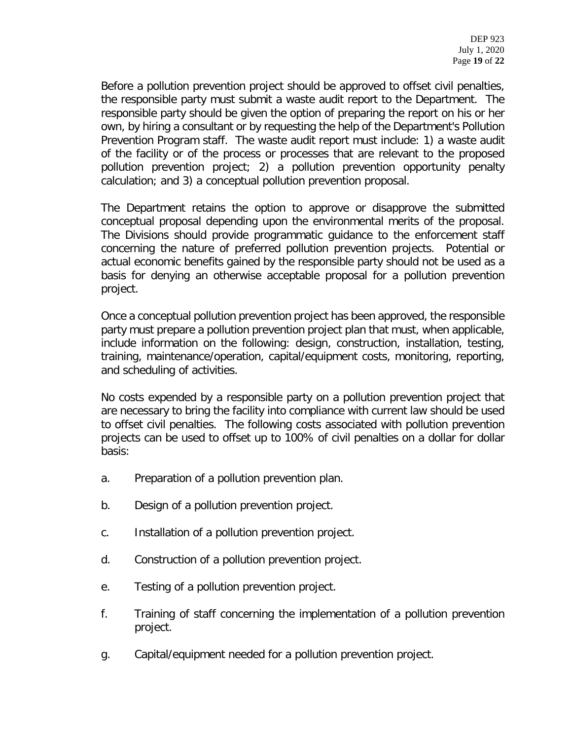Before a pollution prevention project should be approved to offset civil penalties, the responsible party must submit a waste audit report to the Department. The responsible party should be given the option of preparing the report on his or her own, by hiring a consultant or by requesting the help of the Department's Pollution Prevention Program staff. The waste audit report must include: 1) a waste audit of the facility or of the process or processes that are relevant to the proposed pollution prevention project; 2) a pollution prevention opportunity penalty calculation; and 3) a conceptual pollution prevention proposal.

The Department retains the option to approve or disapprove the submitted conceptual proposal depending upon the environmental merits of the proposal. The Divisions should provide programmatic guidance to the enforcement staff concerning the nature of preferred pollution prevention projects. Potential or actual economic benefits gained by the responsible party should not be used as a basis for denying an otherwise acceptable proposal for a pollution prevention project.

Once a conceptual pollution prevention project has been approved, the responsible party must prepare a pollution prevention project plan that must, when applicable, include information on the following: design, construction, installation, testing, training, maintenance/operation, capital/equipment costs, monitoring, reporting, and scheduling of activities.

No costs expended by a responsible party on a pollution prevention project that are necessary to bring the facility into compliance with current law should be used to offset civil penalties. The following costs associated with pollution prevention projects can be used to offset up to 100% of civil penalties on a dollar for dollar basis:

a. Preparation of a pollution prevention plan.

b. Design of a pollution prevention project.

c. Installation of a pollution prevention project.

d. Construction of a pollution prevention project.

e. Testing of a pollution prevention project.

f. Training of staff concerning the implementation of a pollution prevention project.

g. Capital/equipment needed for a pollution prevention project.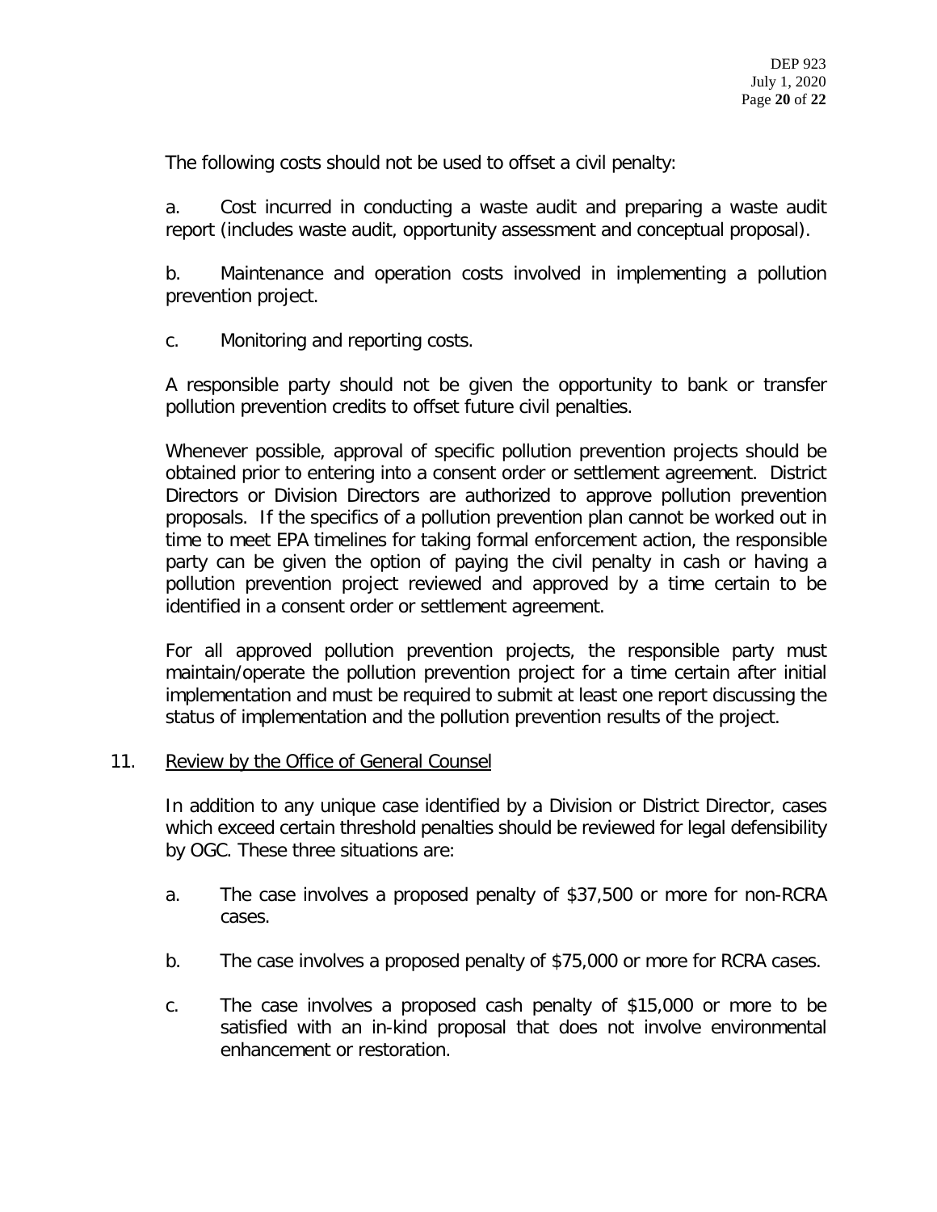The following costs should not be used to offset a civil penalty:

a. Cost incurred in conducting a waste audit and preparing a waste audit report (includes waste audit, opportunity assessment and conceptual proposal).

b. Maintenance and operation costs involved in implementing a pollution prevention project.

c. Monitoring and reporting costs.

A responsible party should not be given the opportunity to bank or transfer pollution prevention credits to offset future civil penalties.

Whenever possible, approval of specific pollution prevention projects should be obtained prior to entering into a consent order or settlement agreement. District Directors or Division Directors are authorized to approve pollution prevention proposals. If the specifics of a pollution prevention plan cannot be worked out in time to meet EPA timelines for taking formal enforcement action, the responsible party can be given the option of paying the civil penalty in cash or having a pollution prevention project reviewed and approved by a time certain to be identified in a consent order or settlement agreement.

For all approved pollution prevention projects, the responsible party must maintain/operate the pollution prevention project for a time certain after initial implementation and must be required to submit at least one report discussing the status of implementation and the pollution prevention results of the project.

11. <u>Review by the Office of General Counsel</u>

In addition to any unique case identified by a Division or District Director, cases which exceed certain threshold penalties should be reviewed for legal defensibility by OGC. These three situations are:

a. The case involves a proposed penalty of $37,500 or more for non-RCRA cases.

b. The case involves a proposed penalty of $75,000 or more for RCRA cases.

c. The case involves a proposed cash penalty of $15,000 or more to be satisfied with an in-kind proposal that does not involve environmental enhancement or restoration.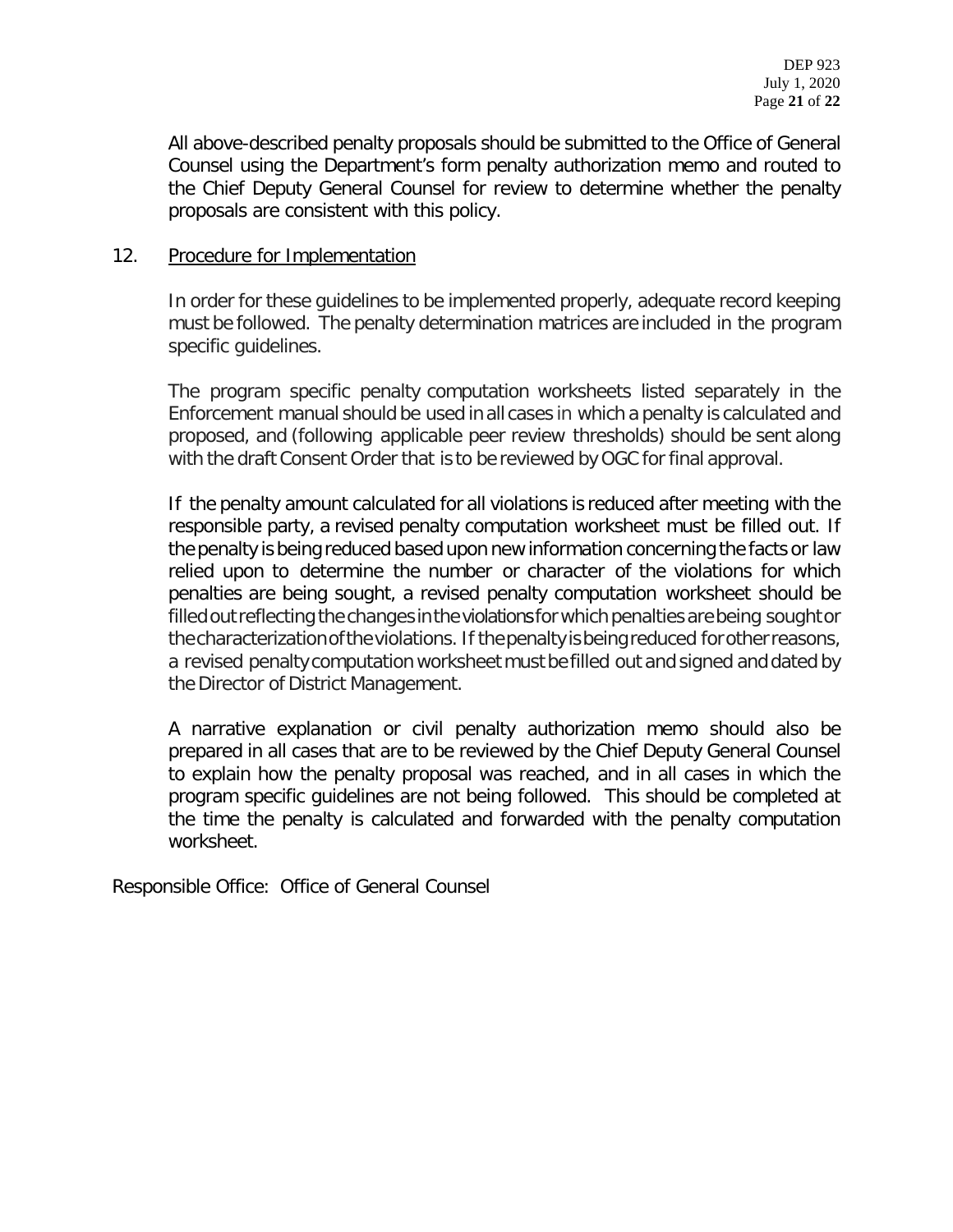All above-described penalty proposals should be submitted to the Office of General Counsel using the Department's form penalty authorization memo and routed to the Chief Deputy General Counsel for review to determine whether the penalty proposals are consistent with this policy.

12. Procedure for Implementation

In order for these guidelines to be implemented properly, adequate record keeping must be followed. The penalty determination matrices are included in the program specific guidelines.

The program specific penalty computation worksheets listed separately in the Enforcement manual should be used in all cases in which a penalty is calculated and proposed, and (following applicable peer review thresholds) should be sent along with the draft Consent Order that is to be reviewed by OGC for final approval.

If the penalty amount calculated for all violations is reduced after meeting with the responsible party, a revised penalty computation worksheet must be filled out. If the penalty is being reduced based upon new information concerning the facts or law relied upon to determine the number or character of the violations for which penalties are being sought, a revised penalty computation worksheet should be filled out reflecting the changes in the violations for which penalties are being sought or the characterization of the violations. If the penalty is being reduced for other reasons, a revised penalty computation worksheet must be filled out and signed and dated by the Director of District Management.

A narrative explanation or civil penalty authorization memo should also be prepared in all cases that are to be reviewed by the Chief Deputy General Counsel to explain how the penalty proposal was reached, and in all cases in which the program specific guidelines are not being followed. This should be completed at the time the penalty is calculated and forwarded with the penalty computation worksheet.

Responsible Office: Office of General Counsel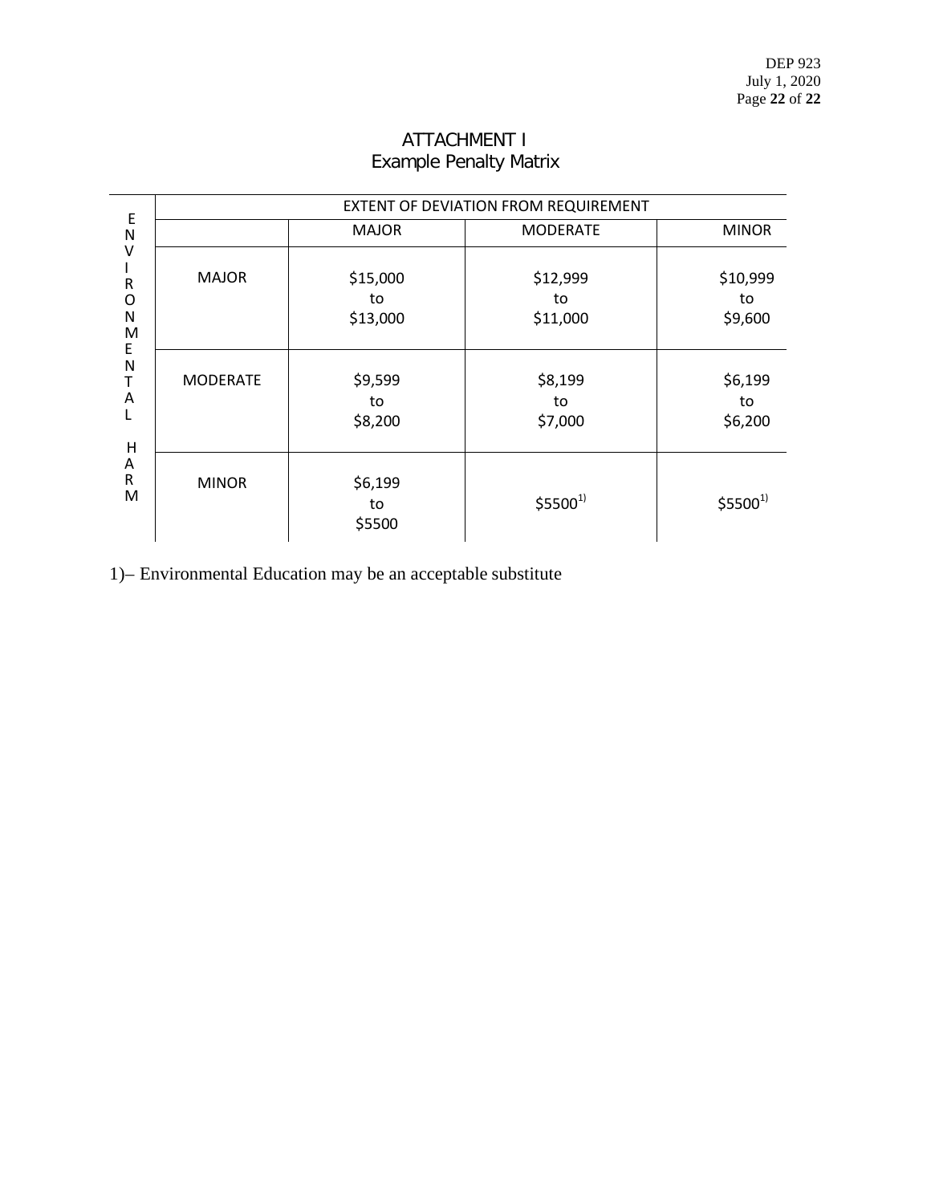ATTACHMENT I

Example Penalty Matrix

| ENVIRONMENTAL HARM | | EXTENT OF DEVIATION FROM REQUIREMENT | | |
|---|---|---|---|---|
| | | MAJOR | MODERATE | MINOR |
| | MAJOR | $15,000 to $13,000 | $12,999 to $11,000 | $10,999 to $9,600 |
| | MODERATE | $9,599 to $8,200 | $8,199 to $7,000 | $6,199 to $6,200 |
| | MINOR | $6,199 to $5500 | $5500[1)] | $5500[1)] |

1)– Environmental Education may be an acceptable substitute